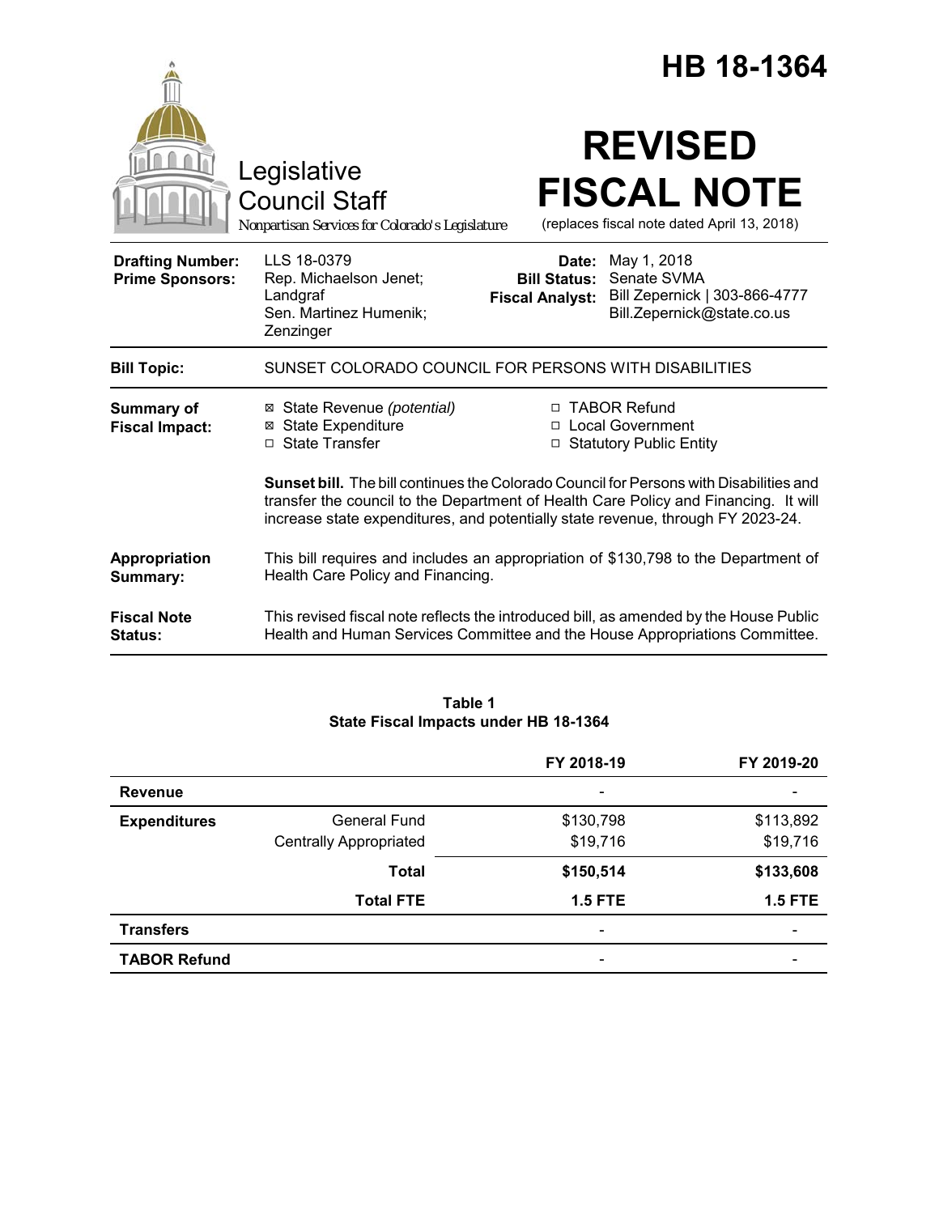# HB 18-1364

Legislative Council Staff

*Nonpartisan Services for Colorado's Legislature*

# REVISED FISCAL NOTE

(replaces fiscal note dated April 13, 2018)

| | | | |
|---|---|---|---|
| **Drafting Number:** | LLS 18-0379 | **Date:** | May 1, 2018 |
| **Prime Sponsors:** | Rep. Michaelson Jenet; Landgraf<br>Sen. Martinez Humenik; Zenzinger | **Bill Status:** | Senate SVMA |
| | | **Fiscal Analyst:** | Bill Zepernick \| 303-866-4777<br>Bill.Zepernick@state.co.us |

**Bill Topic:** SUNSET COLORADO COUNCIL FOR PERSONS WITH DISABILITIES

**Summary of Fiscal Impact:**

- ☒ State Revenue *(potential)*
- ☒ State Expenditure
- ☐ State Transfer
- ☐ TABOR Refund
- ☐ Local Government
- ☐ Statutory Public Entity

**Sunset bill.** The bill continues the Colorado Council for Persons with Disabilities and transfer the council to the Department of Health Care Policy and Financing. It will increase state expenditures, and potentially state revenue, through FY 2023-24.

**Appropriation Summary:** This bill requires and includes an appropriation of $130,798 to the Department of Health Care Policy and Financing.

**Fiscal Note Status:** This revised fiscal note reflects the introduced bill, as amended by the House Public Health and Human Services Committee and the House Appropriations Committee.

**Table 1**
**State Fiscal Impacts under HB 18-1364**

| | | FY 2018-19 | FY 2019-20 |
|---|---|---|---|
| **Revenue** | | - | - |
| **Expenditures** | General Fund | $130,798 | $113,892 |
| | Centrally Appropriated | $19,716 | $19,716 |
| | **Total** | **$150,514** | **$133,608** |
| | **Total FTE** | **1.5 FTE** | **1.5 FTE** |
| **Transfers** | | - | - |
| **TABOR Refund** | | - | - |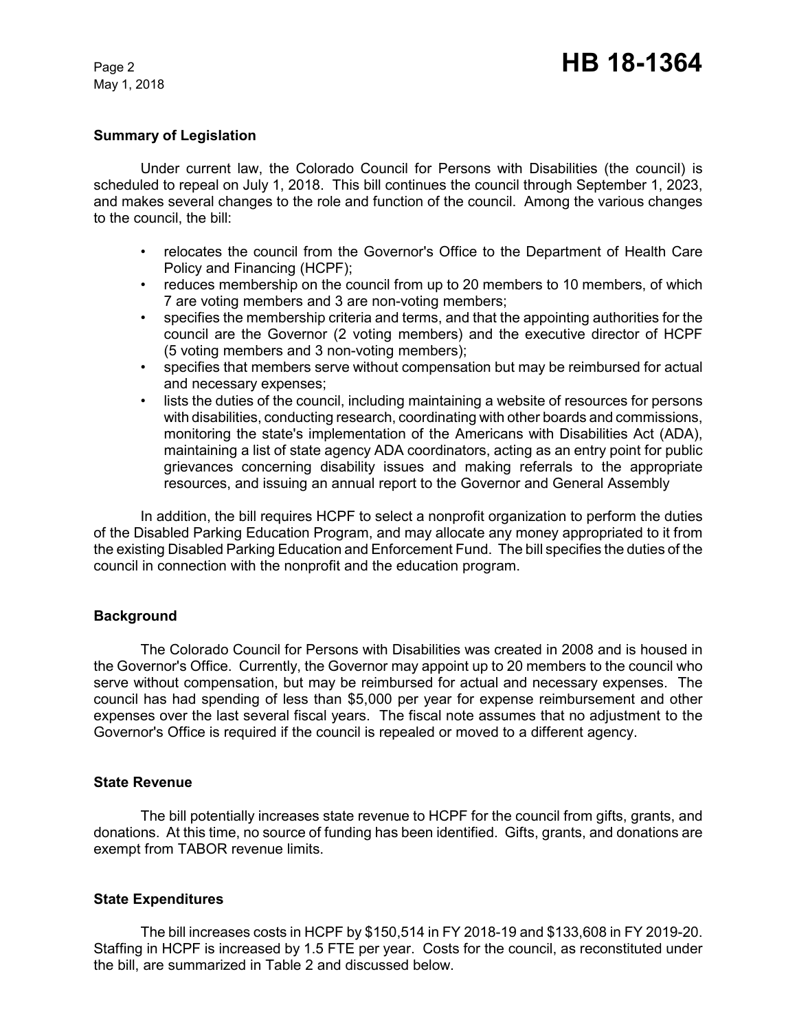## Summary of Legislation

Under current law, the Colorado Council for Persons with Disabilities (the council) is scheduled to repeal on July 1, 2018. This bill continues the council through September 1, 2023, and makes several changes to the role and function of the council. Among the various changes to the council, the bill:

- relocates the council from the Governor's Office to the Department of Health Care Policy and Financing (HCPF);
- reduces membership on the council from up to 20 members to 10 members, of which 7 are voting members and 3 are non-voting members;
- specifies the membership criteria and terms, and that the appointing authorities for the council are the Governor (2 voting members) and the executive director of HCPF (5 voting members and 3 non-voting members);
- specifies that members serve without compensation but may be reimbursed for actual and necessary expenses;
- lists the duties of the council, including maintaining a website of resources for persons with disabilities, conducting research, coordinating with other boards and commissions, monitoring the state's implementation of the Americans with Disabilities Act (ADA), maintaining a list of state agency ADA coordinators, acting as an entry point for public grievances concerning disability issues and making referrals to the appropriate resources, and issuing an annual report to the Governor and General Assembly

In addition, the bill requires HCPF to select a nonprofit organization to perform the duties of the Disabled Parking Education Program, and may allocate any money appropriated to it from the existing Disabled Parking Education and Enforcement Fund. The bill specifies the duties of the council in connection with the nonprofit and the education program.

## Background

The Colorado Council for Persons with Disabilities was created in 2008 and is housed in the Governor's Office. Currently, the Governor may appoint up to 20 members to the council who serve without compensation, but may be reimbursed for actual and necessary expenses. The council has had spending of less than $5,000 per year for expense reimbursement and other expenses over the last several fiscal years. The fiscal note assumes that no adjustment to the Governor's Office is required if the council is repealed or moved to a different agency.

## State Revenue

The bill potentially increases state revenue to HCPF for the council from gifts, grants, and donations. At this time, no source of funding has been identified. Gifts, grants, and donations are exempt from TABOR revenue limits.

## State Expenditures

The bill increases costs in HCPF by $150,514 in FY 2018-19 and $133,608 in FY 2019-20. Staffing in HCPF is increased by 1.5 FTE per year. Costs for the council, as reconstituted under the bill, are summarized in Table 2 and discussed below.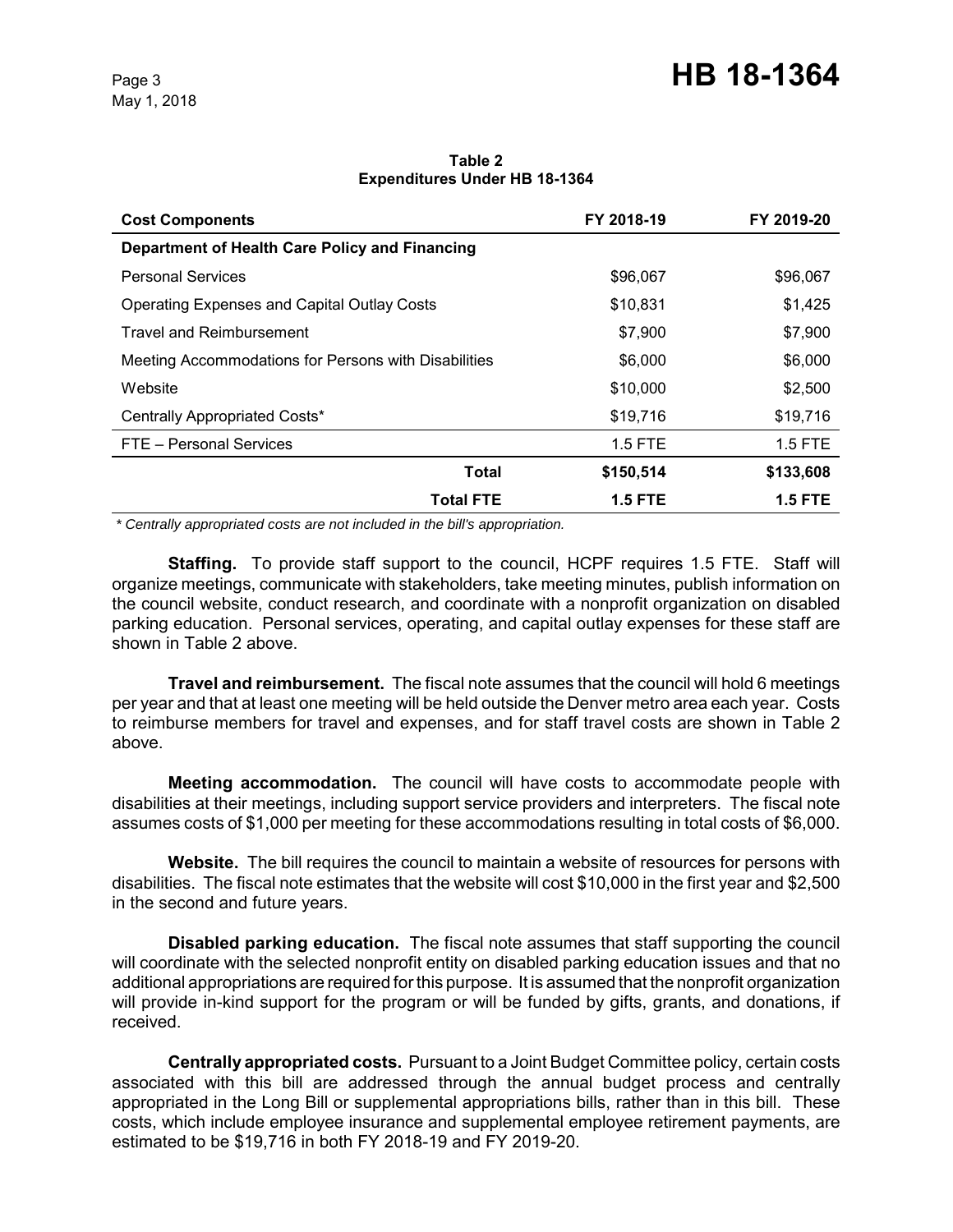**Table 2**
**Expenditures Under HB 18-1364**

| Cost Components | FY 2018-19 | FY 2019-20 |
|---|---|---|
| **Department of Health Care Policy and Financing** | | |
| Personal Services | $96,067 | $96,067 |
| Operating Expenses and Capital Outlay Costs | $10,831 | $1,425 |
| Travel and Reimbursement | $7,900 | $7,900 |
| Meeting Accommodations for Persons with Disabilities | $6,000 | $6,000 |
| Website | $10,000 | $2,500 |
| Centrally Appropriated Costs* | $19,716 | $19,716 |
| FTE – Personal Services | 1.5 FTE | 1.5 FTE |
| **Total** | **$150,514** | **$133,608** |
| **Total FTE** | **1.5 FTE** | **1.5 FTE** |

*\* Centrally appropriated costs are not included in the bill's appropriation.*

**Staffing.** To provide staff support to the council, HCPF requires 1.5 FTE. Staff will organize meetings, communicate with stakeholders, take meeting minutes, publish information on the council website, conduct research, and coordinate with a nonprofit organization on disabled parking education. Personal services, operating, and capital outlay expenses for these staff are shown in Table 2 above.

**Travel and reimbursement.** The fiscal note assumes that the council will hold 6 meetings per year and that at least one meeting will be held outside the Denver metro area each year. Costs to reimburse members for travel and expenses, and for staff travel costs are shown in Table 2 above.

**Meeting accommodation.** The council will have costs to accommodate people with disabilities at their meetings, including support service providers and interpreters. The fiscal note assumes costs of $1,000 per meeting for these accommodations resulting in total costs of $6,000.

**Website.** The bill requires the council to maintain a website of resources for persons with disabilities. The fiscal note estimates that the website will cost $10,000 in the first year and $2,500 in the second and future years.

**Disabled parking education.** The fiscal note assumes that staff supporting the council will coordinate with the selected nonprofit entity on disabled parking education issues and that no additional appropriations are required for this purpose. It is assumed that the nonprofit organization will provide in-kind support for the program or will be funded by gifts, grants, and donations, if received.

**Centrally appropriated costs.** Pursuant to a Joint Budget Committee policy, certain costs associated with this bill are addressed through the annual budget process and centrally appropriated in the Long Bill or supplemental appropriations bills, rather than in this bill. These costs, which include employee insurance and supplemental employee retirement payments, are estimated to be $19,716 in both FY 2018-19 and FY 2019-20.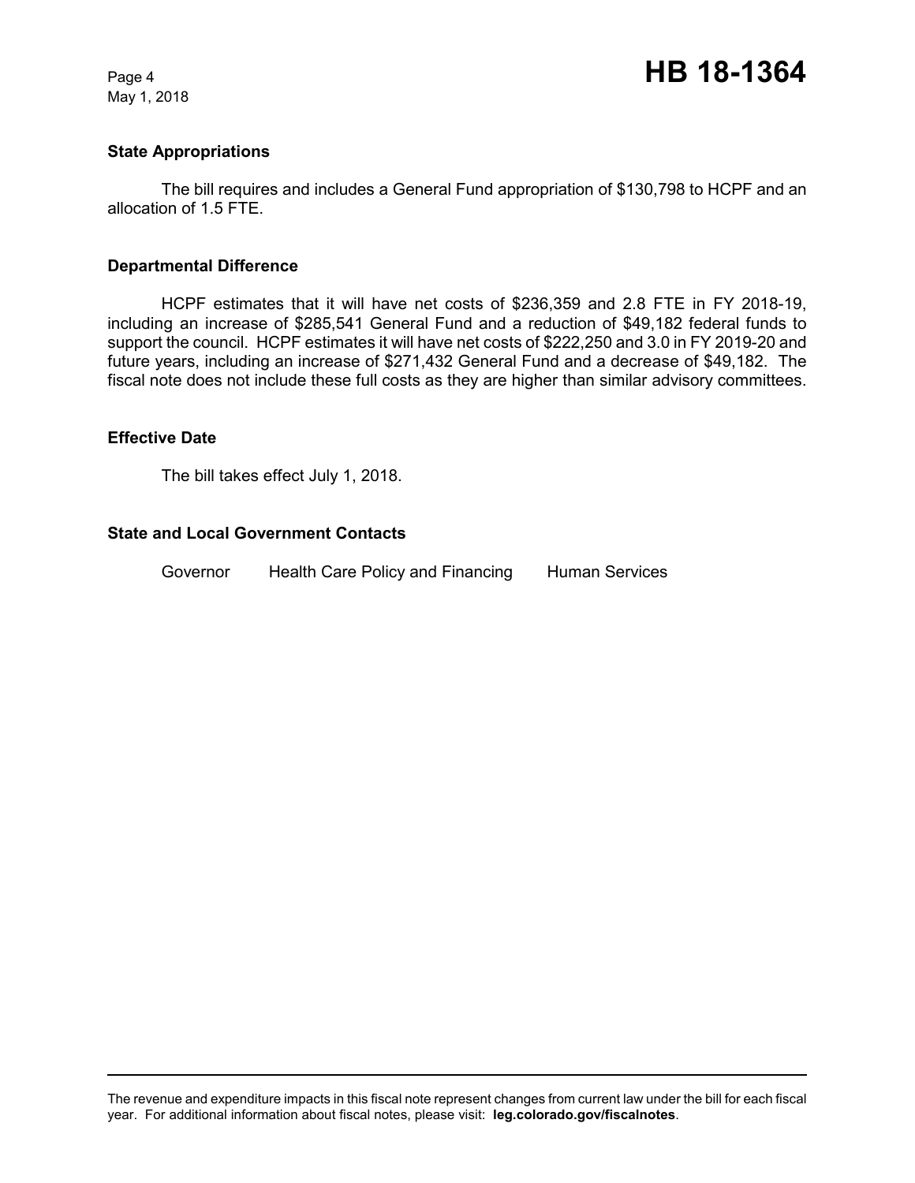## State Appropriations

The bill requires and includes a General Fund appropriation of $130,798 to HCPF and an allocation of 1.5 FTE.

## Departmental Difference

HCPF estimates that it will have net costs of $236,359 and 2.8 FTE in FY 2018-19, including an increase of $285,541 General Fund and a reduction of $49,182 federal funds to support the council. HCPF estimates it will have net costs of $222,250 and 3.0 in FY 2019-20 and future years, including an increase of $271,432 General Fund and a decrease of $49,182. The fiscal note does not include these full costs as they are higher than similar advisory committees.

## Effective Date

The bill takes effect July 1, 2018.

## State and Local Government Contacts

Governor    Health Care Policy and Financing    Human Services

The revenue and expenditure impacts in this fiscal note represent changes from current law under the bill for each fiscal year. For additional information about fiscal notes, please visit: **leg.colorado.gov/fiscalnotes**.